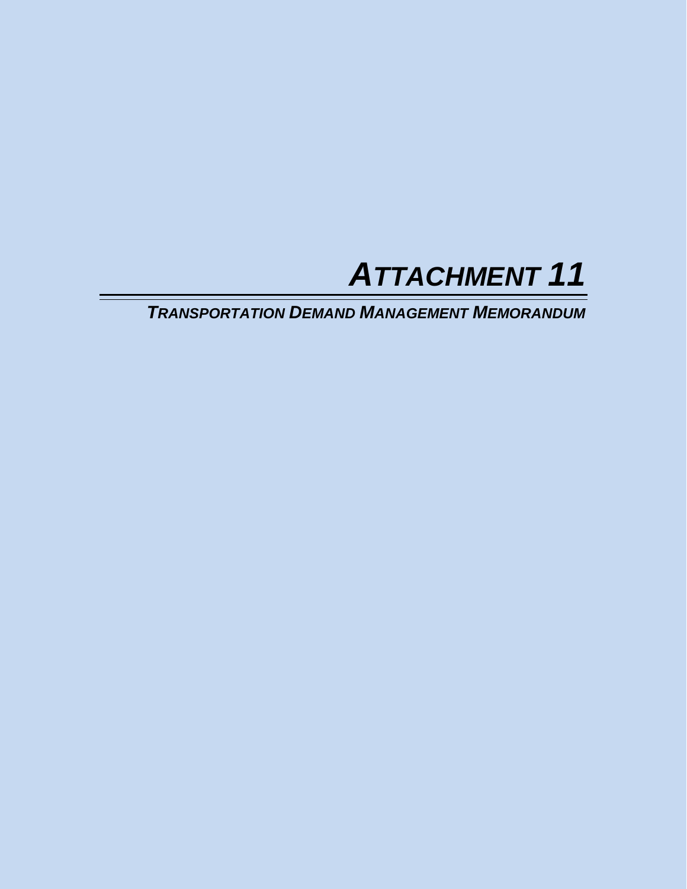# *ATTACHMENT 11*

## *TRANSPORTATION DEMAND MANAGEMENT MEMORANDUM*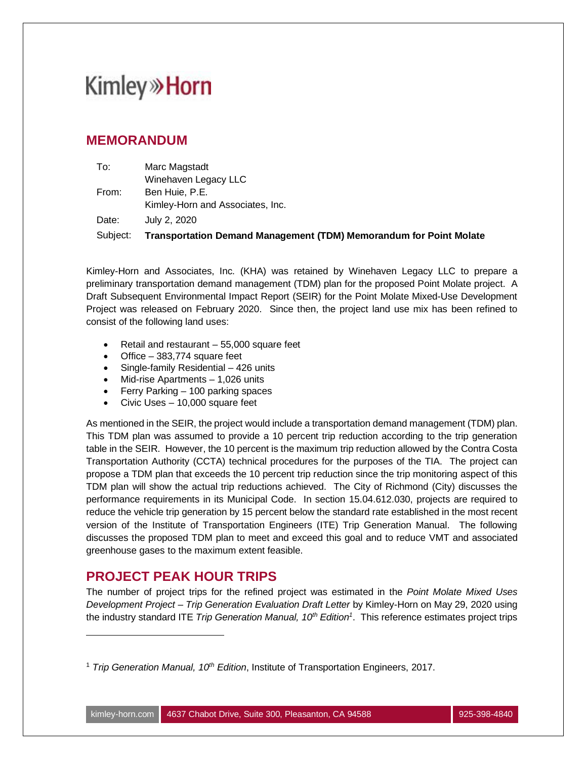Kimley»Horn

## MEMORANDUM

| | |
|---|---|
| To: | Marc Magstadt<br>Winehaven Legacy LLC |
| From: | Ben Huie, P.E.<br>Kimley-Horn and Associates, Inc. |
| Date: | July 2, 2020 |
| Subject: | **Transportation Demand Management (TDM) Memorandum for Point Molate** |

Kimley-Horn and Associates, Inc. (KHA) was retained by Winehaven Legacy LLC to prepare a preliminary transportation demand management (TDM) plan for the proposed Point Molate project. A Draft Subsequent Environmental Impact Report (SEIR) for the Point Molate Mixed-Use Development Project was released on February 2020. Since then, the project land use mix has been refined to consist of the following land uses:

- Retail and restaurant – 55,000 square feet
- Office – 383,774 square feet
- Single-family Residential – 426 units
- Mid-rise Apartments – 1,026 units
- Ferry Parking – 100 parking spaces
- Civic Uses – 10,000 square feet

As mentioned in the SEIR, the project would include a transportation demand management (TDM) plan. This TDM plan was assumed to provide a 10 percent trip reduction according to the trip generation table in the SEIR. However, the 10 percent is the maximum trip reduction allowed by the Contra Costa Transportation Authority (CCTA) technical procedures for the purposes of the TIA. The project can propose a TDM plan that exceeds the 10 percent trip reduction since the trip monitoring aspect of this TDM plan will show the actual trip reductions achieved. The City of Richmond (City) discusses the performance requirements in its Municipal Code. In section 15.04.612.030, projects are required to reduce the vehicle trip generation by 15 percent below the standard rate established in the most recent version of the Institute of Transportation Engineers (ITE) Trip Generation Manual. The following discusses the proposed TDM plan to meet and exceed this goal and to reduce VMT and associated greenhouse gases to the maximum extent feasible.

## PROJECT PEAK HOUR TRIPS

The number of project trips for the refined project was estimated in the *Point Molate Mixed Uses Development Project – Trip Generation Evaluation Draft Letter* by Kimley-Horn on May 29, 2020 using the industry standard ITE *Trip Generation Manual, 10th Edition*[1]. This reference estimates project trips

[1] *Trip Generation Manual, 10th Edition*, Institute of Transportation Engineers, 2017.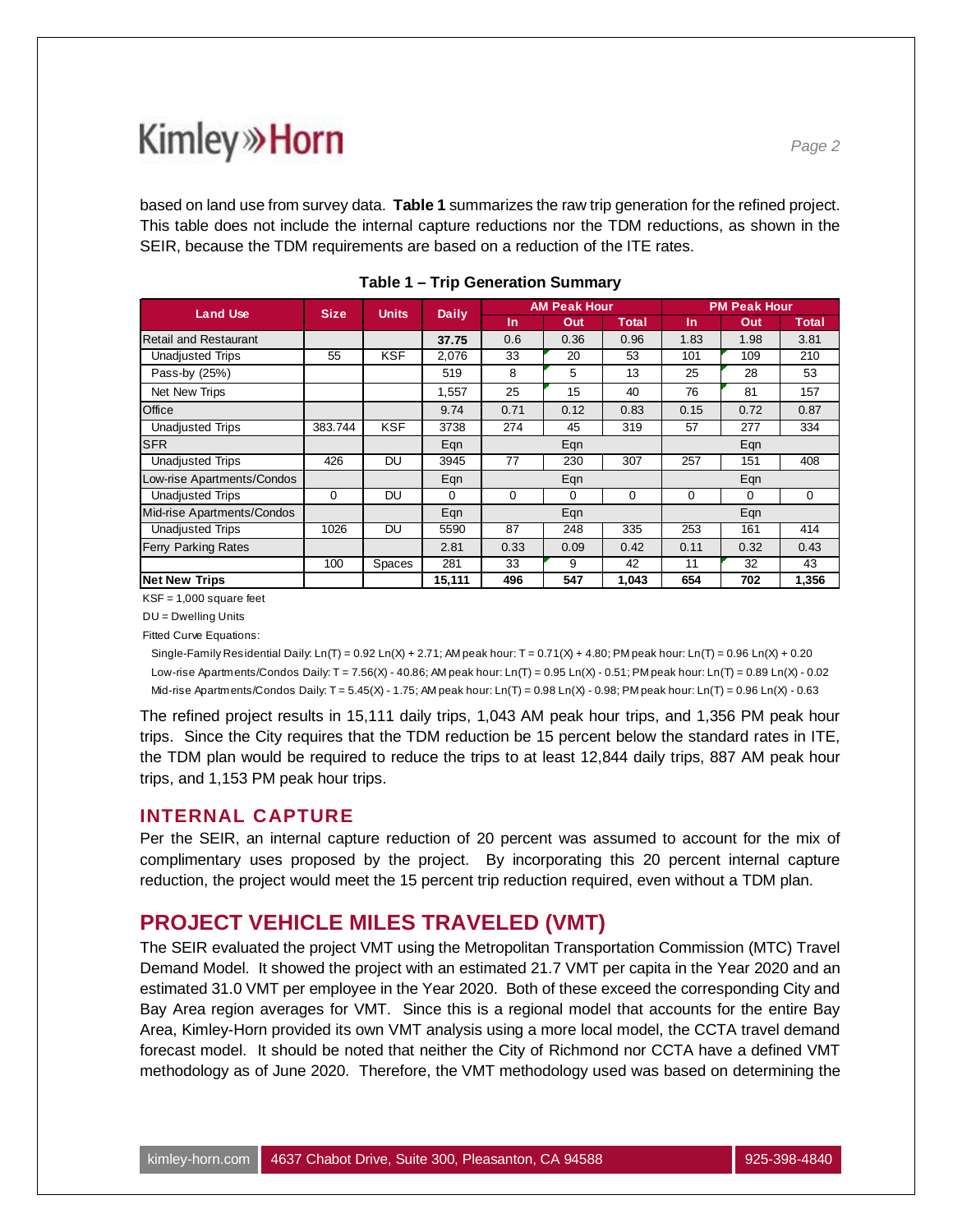based on land use from survey data. **Table 1** summarizes the raw trip generation for the refined project. This table does not include the internal capture reductions nor the TDM reductions, as shown in the SEIR, because the TDM requirements are based on a reduction of the ITE rates.

**Table 1 – Trip Generation Summary**

| Land Use | Size | Units | Daily | AM Peak Hour | | | PM Peak Hour | | |
|---|---|---|---|---|---|---|---|---|---|
| | | | | In | Out | Total | In | Out | Total |
| Retail and Restaurant | | | **37.75** | 0.6 | 0.36 | 0.96 | 1.83 | 1.98 | 3.81 |
| Unadjusted Trips | 55 | KSF | 2,076 | 33 | 20 | 53 | 101 | 109 | 210 |
| Pass-by (25%) | | | 519 | 8 | 5 | 13 | 25 | 28 | 53 |
| Net New Trips | | | 1,557 | 25 | 15 | 40 | 76 | 81 | 157 |
| Office | | | 9.74 | 0.71 | 0.12 | 0.83 | 0.15 | 0.72 | 0.87 |
| Unadjusted Trips | 383.744 | KSF | 3738 | 274 | 45 | 319 | 57 | 277 | 334 |
| SFR | | | Eqn | | Eqn | | | Eqn | |
| Unadjusted Trips | 426 | DU | 3945 | 77 | 230 | 307 | 257 | 151 | 408 |
| Low-rise Apartments/Condos | | | Eqn | | Eqn | | | Eqn | |
| Unadjusted Trips | 0 | DU | 0 | 0 | 0 | 0 | 0 | 0 | 0 |
| Mid-rise Apartments/Condos | | | Eqn | | Eqn | | | Eqn | |
| Unadjusted Trips | 1026 | DU | 5590 | 87 | 248 | 335 | 253 | 161 | 414 |
| Ferry Parking Rates | | | 2.81 | 0.33 | 0.09 | 0.42 | 0.11 | 0.32 | 0.43 |
| | 100 | Spaces | 281 | 33 | 9 | 42 | 11 | 32 | 43 |
| **Net New Trips** | | | **15,111** | **496** | **547** | **1,043** | **654** | **702** | **1,356** |

KSF = 1,000 square feet

DU = Dwelling Units

Fitted Curve Equations:

Single-Family Residential Daily: Ln(T) = 0.92 Ln(X) + 2.71; AM peak hour: T = 0.71(X) + 4.80; PM peak hour: Ln(T) = 0.96 Ln(X) + 0.20

Low-rise Apartments/Condos Daily: T = 7.56(X) - 40.86; AM peak hour: Ln(T) = 0.95 Ln(X) - 0.51; PM peak hour: Ln(T) = 0.89 Ln(X) - 0.02

Mid-rise Apartments/Condos Daily: T = 5.45(X) - 1.75; AM peak hour: Ln(T) = 0.98 Ln(X) - 0.98; PM peak hour: Ln(T) = 0.96 Ln(X) - 0.63

The refined project results in 15,111 daily trips, 1,043 AM peak hour trips, and 1,356 PM peak hour trips. Since the City requires that the TDM reduction be 15 percent below the standard rates in ITE, the TDM plan would be required to reduce the trips to at least 12,844 daily trips, 887 AM peak hour trips, and 1,153 PM peak hour trips.

### INTERNAL CAPTURE

Per the SEIR, an internal capture reduction of 20 percent was assumed to account for the mix of complimentary uses proposed by the project. By incorporating this 20 percent internal capture reduction, the project would meet the 15 percent trip reduction required, even without a TDM plan.

## PROJECT VEHICLE MILES TRAVELED (VMT)

The SEIR evaluated the project VMT using the Metropolitan Transportation Commission (MTC) Travel Demand Model. It showed the project with an estimated 21.7 VMT per capita in the Year 2020 and an estimated 31.0 VMT per employee in the Year 2020. Both of these exceed the corresponding City and Bay Area region averages for VMT. Since this is a regional model that accounts for the entire Bay Area, Kimley-Horn provided its own VMT analysis using a more local model, the CCTA travel demand forecast model. It should be noted that neither the City of Richmond nor CCTA have a defined VMT methodology as of June 2020. Therefore, the VMT methodology used was based on determining the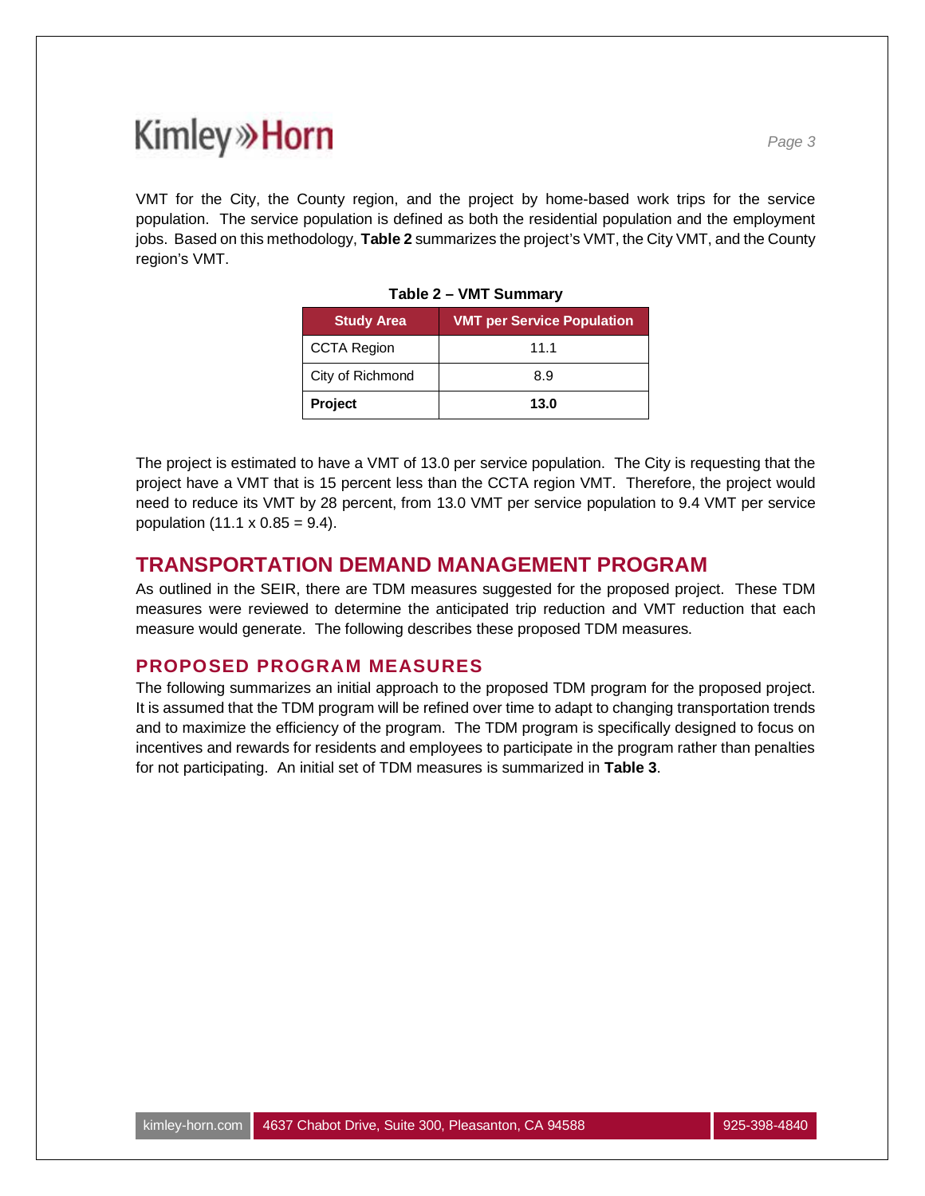VMT for the City, the County region, and the project by home-based work trips for the service population. The service population is defined as both the residential population and the employment jobs. Based on this methodology, **Table 2** summarizes the project's VMT, the City VMT, and the County region's VMT.

**Table 2 – VMT Summary**

| Study Area | VMT per Service Population |
|---|---|
| CCTA Region | 11.1 |
| City of Richmond | 8.9 |
| **Project** | **13.0** |

The project is estimated to have a VMT of 13.0 per service population. The City is requesting that the project have a VMT that is 15 percent less than the CCTA region VMT. Therefore, the project would need to reduce its VMT by 28 percent, from 13.0 VMT per service population to 9.4 VMT per service population (11.1 x 0.85 = 9.4).

## TRANSPORTATION DEMAND MANAGEMENT PROGRAM

As outlined in the SEIR, there are TDM measures suggested for the proposed project. These TDM measures were reviewed to determine the anticipated trip reduction and VMT reduction that each measure would generate. The following describes these proposed TDM measures.

### PROPOSED PROGRAM MEASURES

The following summarizes an initial approach to the proposed TDM program for the proposed project. It is assumed that the TDM program will be refined over time to adapt to changing transportation trends and to maximize the efficiency of the program. The TDM program is specifically designed to focus on incentives and rewards for residents and employees to participate in the program rather than penalties for not participating. An initial set of TDM measures is summarized in **Table 3**.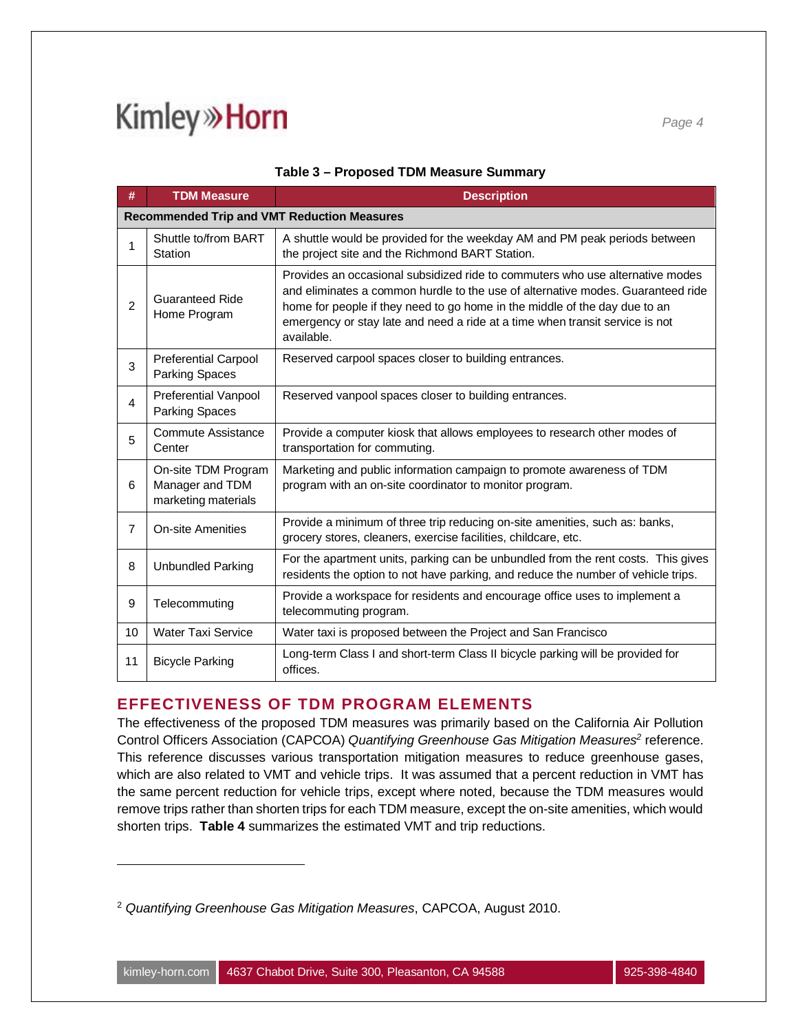**Table 3 – Proposed TDM Measure Summary**

| # | TDM Measure | Description |
|---|---|---|
| **Recommended Trip and VMT Reduction Measures** | | |
| 1 | Shuttle to/from BART Station | A shuttle would be provided for the weekday AM and PM peak periods between the project site and the Richmond BART Station. |
| 2 | Guaranteed Ride Home Program | Provides an occasional subsidized ride to commuters who use alternative modes and eliminates a common hurdle to the use of alternative modes. Guaranteed ride home for people if they need to go home in the middle of the day due to an emergency or stay late and need a ride at a time when transit service is not available. |
| 3 | Preferential Carpool Parking Spaces | Reserved carpool spaces closer to building entrances. |
| 4 | Preferential Vanpool Parking Spaces | Reserved vanpool spaces closer to building entrances. |
| 5 | Commute Assistance Center | Provide a computer kiosk that allows employees to research other modes of transportation for commuting. |
| 6 | On-site TDM Program Manager and TDM marketing materials | Marketing and public information campaign to promote awareness of TDM program with an on-site coordinator to monitor program. |
| 7 | On-site Amenities | Provide a minimum of three trip reducing on-site amenities, such as: banks, grocery stores, cleaners, exercise facilities, childcare, etc. |
| 8 | Unbundled Parking | For the apartment units, parking can be unbundled from the rent costs. This gives residents the option to not have parking, and reduce the number of vehicle trips. |
| 9 | Telecommuting | Provide a workspace for residents and encourage office uses to implement a telecommuting program. |
| 10 | Water Taxi Service | Water taxi is proposed between the Project and San Francisco |
| 11 | Bicycle Parking | Long-term Class I and short-term Class II bicycle parking will be provided for offices. |

## EFFECTIVENESS OF TDM PROGRAM ELEMENTS

The effectiveness of the proposed TDM measures was primarily based on the California Air Pollution Control Officers Association (CAPCOA) *Quantifying Greenhouse Gas Mitigation Measures*[2] reference. This reference discusses various transportation mitigation measures to reduce greenhouse gases, which are also related to VMT and vehicle trips. It was assumed that a percent reduction in VMT has the same percent reduction for vehicle trips, except where noted, because the TDM measures would remove trips rather than shorten trips for each TDM measure, except the on-site amenities, which would shorten trips. **Table 4** summarizes the estimated VMT and trip reductions.

[2] *Quantifying Greenhouse Gas Mitigation Measures*, CAPCOA, August 2010.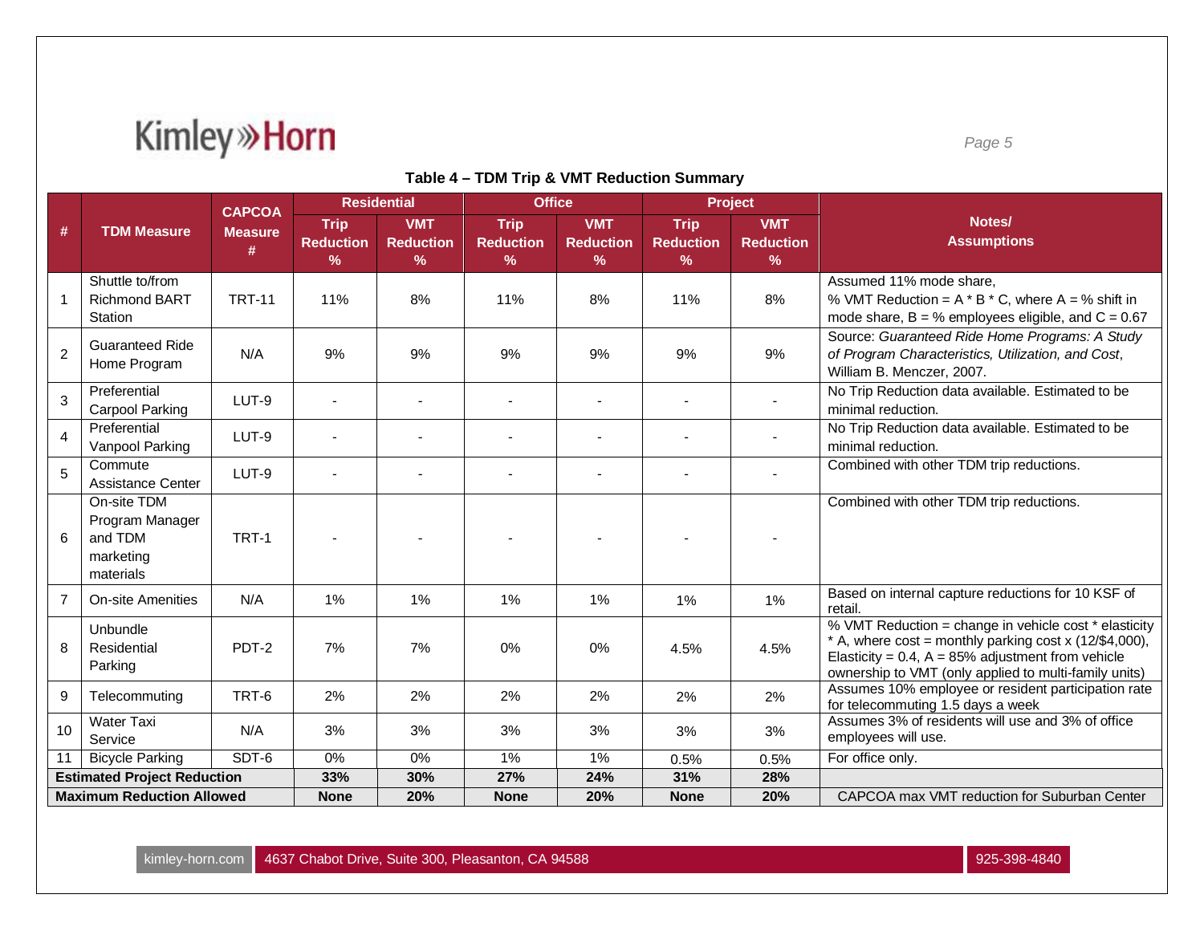**Table 4 – TDM Trip & VMT Reduction Summary**

| # | TDM Measure | CAPCOA Measure # | Residential | | Office | | Project | | Notes/ Assumptions |
|---|---|---|---|---|---|---|---|---|---|
| | | | Trip Reduction % | VMT Reduction % | Trip Reduction % | VMT Reduction % | Trip Reduction % | VMT Reduction % | |
| 1 | Shuttle to/from Richmond BART Station | TRT-11 | 11% | 8% | 11% | 8% | 11% | 8% | Assumed 11% mode share, % VMT Reduction = A * B * C, where A = % shift in mode share, B = % employees eligible, and C = 0.67 |
| 2 | Guaranteed Ride Home Program | N/A | 9% | 9% | 9% | 9% | 9% | 9% | Source: *Guaranteed Ride Home Programs: A Study of Program Characteristics, Utilization, and Cost*, William B. Menczer, 2007. |
| 3 | Preferential Carpool Parking | LUT-9 | - | - | - | - | - | - | No Trip Reduction data available. Estimated to be minimal reduction. |
| 4 | Preferential Vanpool Parking | LUT-9 | - | - | - | - | - | - | No Trip Reduction data available. Estimated to be minimal reduction. |
| 5 | Commute Assistance Center | LUT-9 | - | - | - | - | - | - | Combined with other TDM trip reductions. |
| 6 | On-site TDM Program Manager and TDM marketing materials | TRT-1 | - | - | - | - | - | - | Combined with other TDM trip reductions. |
| 7 | On-site Amenities | N/A | 1% | 1% | 1% | 1% | 1% | 1% | Based on internal capture reductions for 10 KSF of retail. |
| 8 | Unbundle Residential Parking | PDT-2 | 7% | 7% | 0% | 0% | 4.5% | 4.5% | % VMT Reduction = change in vehicle cost * elasticity * A, where cost = monthly parking cost x (12/$4,000), Elasticity = 0.4, A = 85% adjustment from vehicle ownership to VMT (only applied to multi-family units) |
| 9 | Telecommuting | TRT-6 | 2% | 2% | 2% | 2% | 2% | 2% | Assumes 10% employee or resident participation rate for telecommuting 1.5 days a week |
| 10 | Water Taxi Service | N/A | 3% | 3% | 3% | 3% | 3% | 3% | Assumes 3% of residents will use and 3% of office employees will use. |
| 11 | Bicycle Parking | SDT-6 | 0% | 0% | 1% | 1% | 0.5% | 0.5% | For office only. |
| **Estimated Project Reduction** | | | **33%** | **30%** | **27%** | **24%** | **31%** | **28%** | |
| **Maximum Reduction Allowed** | | | **None** | **20%** | **None** | **20%** | **None** | **20%** | CAPCOA max VMT reduction for Suburban Center |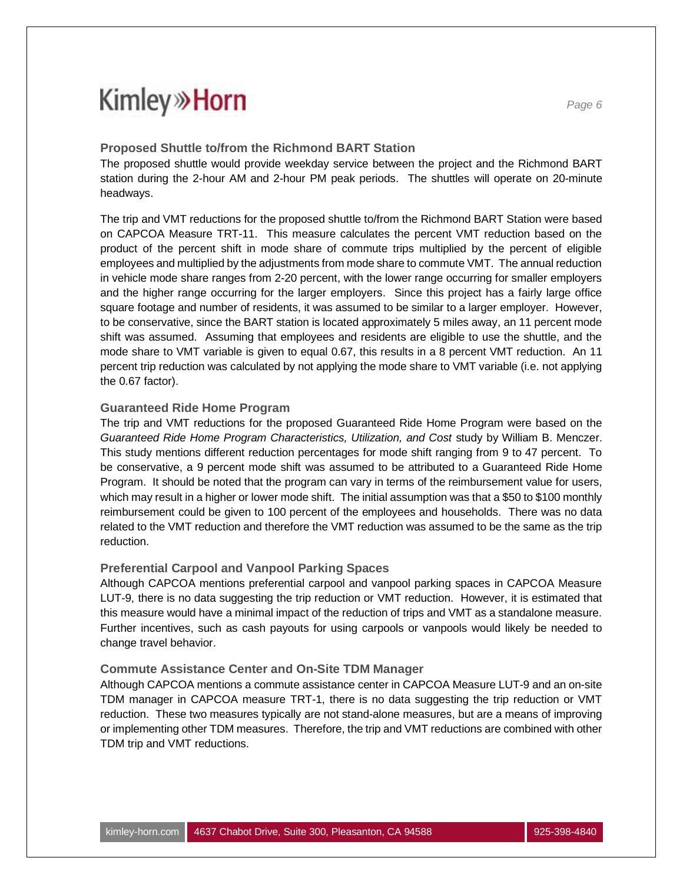### Proposed Shuttle to/from the Richmond BART Station

The proposed shuttle would provide weekday service between the project and the Richmond BART station during the 2-hour AM and 2-hour PM peak periods. The shuttles will operate on 20-minute headways.

The trip and VMT reductions for the proposed shuttle to/from the Richmond BART Station were based on CAPCOA Measure TRT-11. This measure calculates the percent VMT reduction based on the product of the percent shift in mode share of commute trips multiplied by the percent of eligible employees and multiplied by the adjustments from mode share to commute VMT. The annual reduction in vehicle mode share ranges from 2-20 percent, with the lower range occurring for smaller employers and the higher range occurring for the larger employers. Since this project has a fairly large office square footage and number of residents, it was assumed to be similar to a larger employer. However, to be conservative, since the BART station is located approximately 5 miles away, an 11 percent mode shift was assumed. Assuming that employees and residents are eligible to use the shuttle, and the mode share to VMT variable is given to equal 0.67, this results in a 8 percent VMT reduction. An 11 percent trip reduction was calculated by not applying the mode share to VMT variable (i.e. not applying the 0.67 factor).

### Guaranteed Ride Home Program

The trip and VMT reductions for the proposed Guaranteed Ride Home Program were based on the *Guaranteed Ride Home Program Characteristics, Utilization, and Cost* study by William B. Menczer. This study mentions different reduction percentages for mode shift ranging from 9 to 47 percent. To be conservative, a 9 percent mode shift was assumed to be attributed to a Guaranteed Ride Home Program. It should be noted that the program can vary in terms of the reimbursement value for users, which may result in a higher or lower mode shift. The initial assumption was that a $50 to $100 monthly reimbursement could be given to 100 percent of the employees and households. There was no data related to the VMT reduction and therefore the VMT reduction was assumed to be the same as the trip reduction.

### Preferential Carpool and Vanpool Parking Spaces

Although CAPCOA mentions preferential carpool and vanpool parking spaces in CAPCOA Measure LUT-9, there is no data suggesting the trip reduction or VMT reduction. However, it is estimated that this measure would have a minimal impact of the reduction of trips and VMT as a standalone measure. Further incentives, such as cash payouts for using carpools or vanpools would likely be needed to change travel behavior.

### Commute Assistance Center and On-Site TDM Manager

Although CAPCOA mentions a commute assistance center in CAPCOA Measure LUT-9 and an on-site TDM manager in CAPCOA measure TRT-1, there is no data suggesting the trip reduction or VMT reduction. These two measures typically are not stand-alone measures, but are a means of improving or implementing other TDM measures. Therefore, the trip and VMT reductions are combined with other TDM trip and VMT reductions.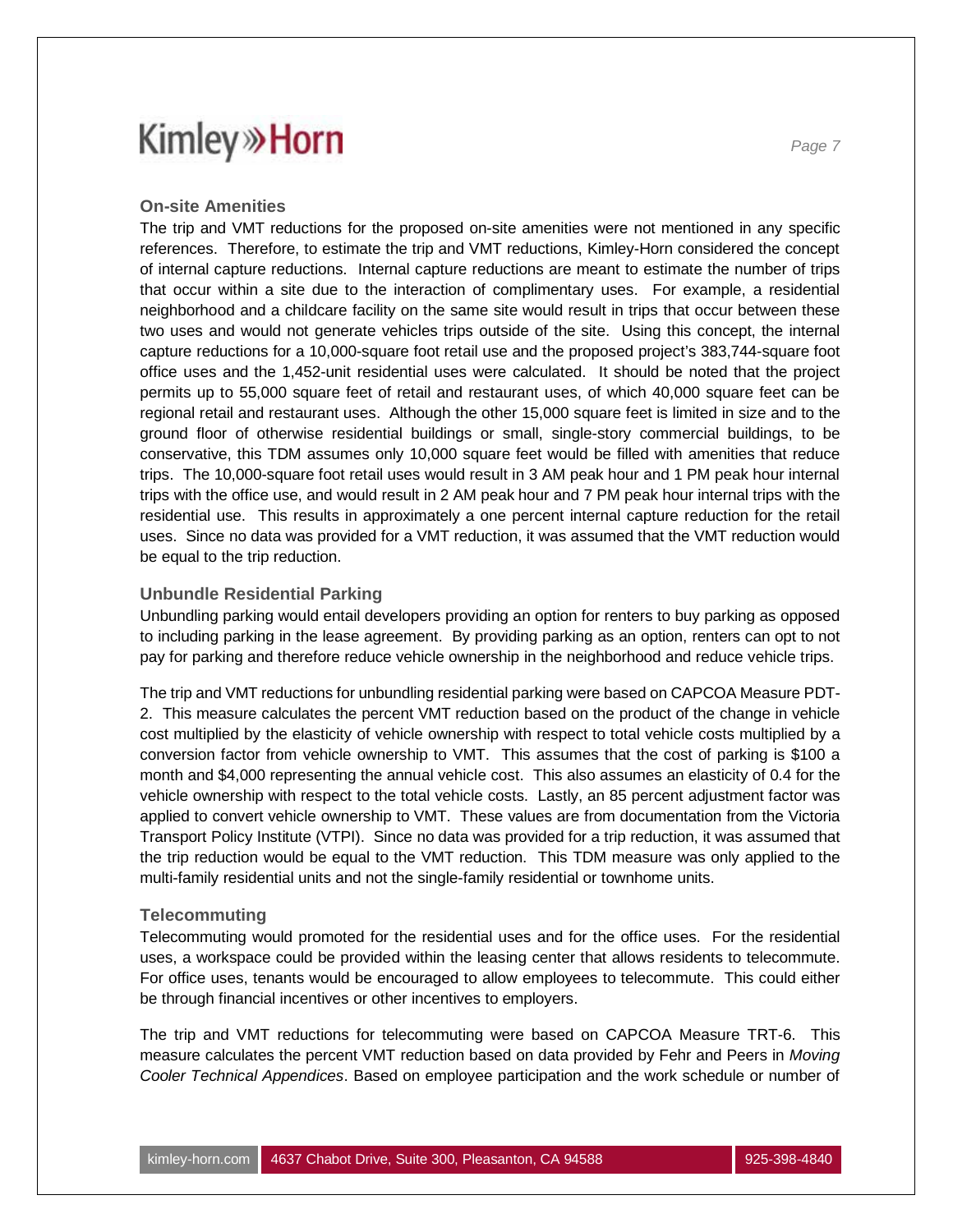### On-site Amenities

The trip and VMT reductions for the proposed on-site amenities were not mentioned in any specific references. Therefore, to estimate the trip and VMT reductions, Kimley-Horn considered the concept of internal capture reductions. Internal capture reductions are meant to estimate the number of trips that occur within a site due to the interaction of complimentary uses. For example, a residential neighborhood and a childcare facility on the same site would result in trips that occur between these two uses and would not generate vehicles trips outside of the site. Using this concept, the internal capture reductions for a 10,000-square foot retail use and the proposed project's 383,744-square foot office uses and the 1,452-unit residential uses were calculated. It should be noted that the project permits up to 55,000 square feet of retail and restaurant uses, of which 40,000 square feet can be regional retail and restaurant uses. Although the other 15,000 square feet is limited in size and to the ground floor of otherwise residential buildings or small, single-story commercial buildings, to be conservative, this TDM assumes only 10,000 square feet would be filled with amenities that reduce trips. The 10,000-square foot retail uses would result in 3 AM peak hour and 1 PM peak hour internal trips with the office use, and would result in 2 AM peak hour and 7 PM peak hour internal trips with the residential use. This results in approximately a one percent internal capture reduction for the retail uses. Since no data was provided for a VMT reduction, it was assumed that the VMT reduction would be equal to the trip reduction.

### Unbundle Residential Parking

Unbundling parking would entail developers providing an option for renters to buy parking as opposed to including parking in the lease agreement. By providing parking as an option, renters can opt to not pay for parking and therefore reduce vehicle ownership in the neighborhood and reduce vehicle trips.

The trip and VMT reductions for unbundling residential parking were based on CAPCOA Measure PDT-2. This measure calculates the percent VMT reduction based on the product of the change in vehicle cost multiplied by the elasticity of vehicle ownership with respect to total vehicle costs multiplied by a conversion factor from vehicle ownership to VMT. This assumes that the cost of parking is $100 a month and $4,000 representing the annual vehicle cost. This also assumes an elasticity of 0.4 for the vehicle ownership with respect to the total vehicle costs. Lastly, an 85 percent adjustment factor was applied to convert vehicle ownership to VMT. These values are from documentation from the Victoria Transport Policy Institute (VTPI). Since no data was provided for a trip reduction, it was assumed that the trip reduction would be equal to the VMT reduction. This TDM measure was only applied to the multi-family residential units and not the single-family residential or townhome units.

### Telecommuting

Telecommuting would promoted for the residential uses and for the office uses. For the residential uses, a workspace could be provided within the leasing center that allows residents to telecommute. For office uses, tenants would be encouraged to allow employees to telecommute. This could either be through financial incentives or other incentives to employers.

The trip and VMT reductions for telecommuting were based on CAPCOA Measure TRT-6. This measure calculates the percent VMT reduction based on data provided by Fehr and Peers in *Moving Cooler Technical Appendices*. Based on employee participation and the work schedule or number of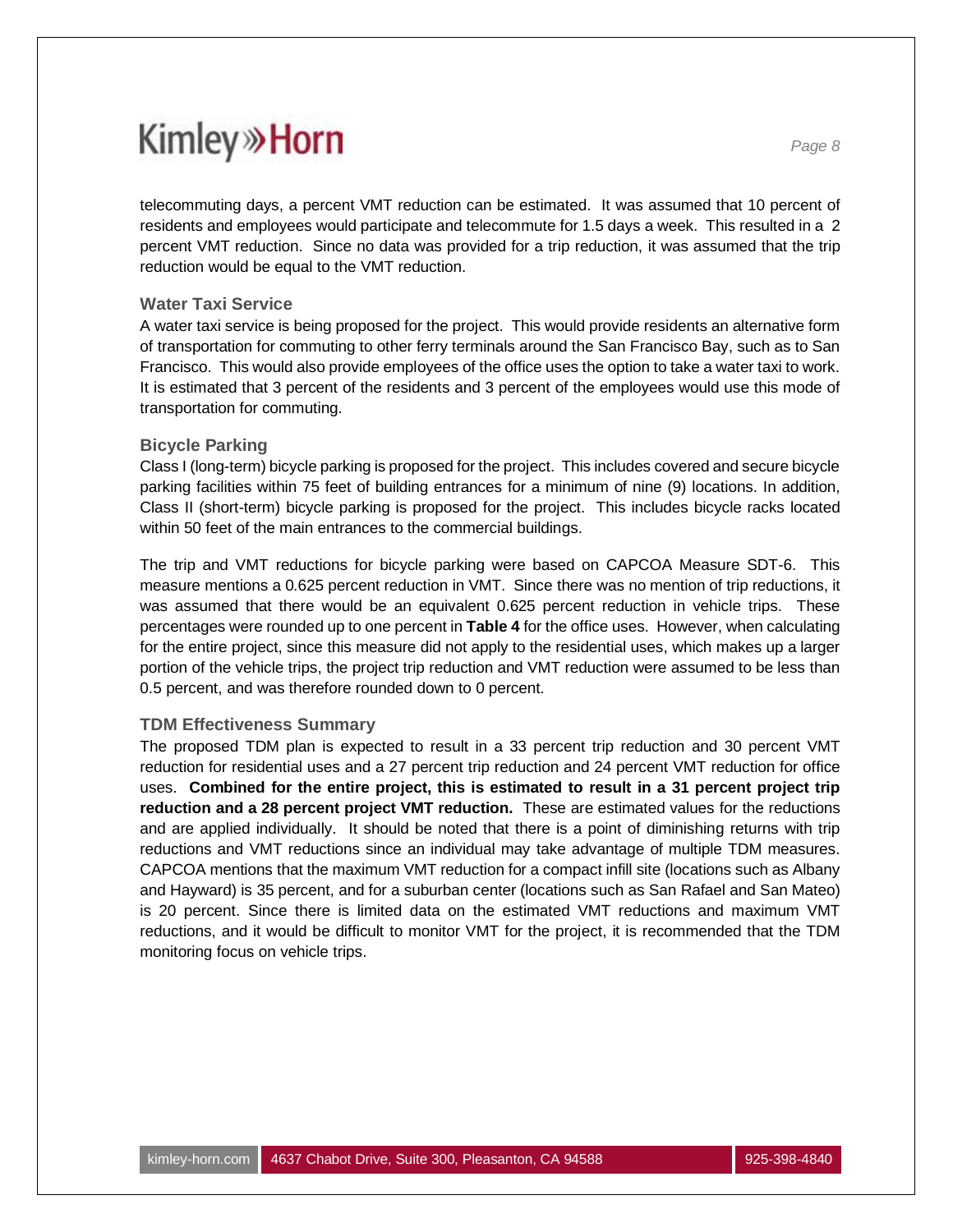telecommuting days, a percent VMT reduction can be estimated. It was assumed that 10 percent of residents and employees would participate and telecommute for 1.5 days a week. This resulted in a 2 percent VMT reduction. Since no data was provided for a trip reduction, it was assumed that the trip reduction would be equal to the VMT reduction.

### Water Taxi Service

A water taxi service is being proposed for the project. This would provide residents an alternative form of transportation for commuting to other ferry terminals around the San Francisco Bay, such as to San Francisco. This would also provide employees of the office uses the option to take a water taxi to work. It is estimated that 3 percent of the residents and 3 percent of the employees would use this mode of transportation for commuting.

### Bicycle Parking

Class I (long-term) bicycle parking is proposed for the project. This includes covered and secure bicycle parking facilities within 75 feet of building entrances for a minimum of nine (9) locations. In addition, Class II (short-term) bicycle parking is proposed for the project. This includes bicycle racks located within 50 feet of the main entrances to the commercial buildings.

The trip and VMT reductions for bicycle parking were based on CAPCOA Measure SDT-6. This measure mentions a 0.625 percent reduction in VMT. Since there was no mention of trip reductions, it was assumed that there would be an equivalent 0.625 percent reduction in vehicle trips. These percentages were rounded up to one percent in **Table 4** for the office uses. However, when calculating for the entire project, since this measure did not apply to the residential uses, which makes up a larger portion of the vehicle trips, the project trip reduction and VMT reduction were assumed to be less than 0.5 percent, and was therefore rounded down to 0 percent.

### TDM Effectiveness Summary

The proposed TDM plan is expected to result in a 33 percent trip reduction and 30 percent VMT reduction for residential uses and a 27 percent trip reduction and 24 percent VMT reduction for office uses. **Combined for the entire project, this is estimated to result in a 31 percent project trip reduction and a 28 percent project VMT reduction.** These are estimated values for the reductions and are applied individually. It should be noted that there is a point of diminishing returns with trip reductions and VMT reductions since an individual may take advantage of multiple TDM measures. CAPCOA mentions that the maximum VMT reduction for a compact infill site (locations such as Albany and Hayward) is 35 percent, and for a suburban center (locations such as San Rafael and San Mateo) is 20 percent. Since there is limited data on the estimated VMT reductions and maximum VMT reductions, and it would be difficult to monitor VMT for the project, it is recommended that the TDM monitoring focus on vehicle trips.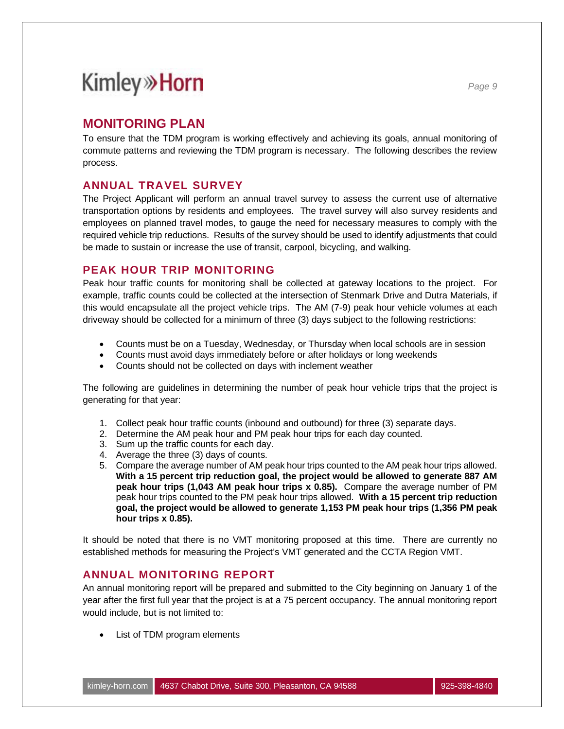## MONITORING PLAN

To ensure that the TDM program is working effectively and achieving its goals, annual monitoring of commute patterns and reviewing the TDM program is necessary. The following describes the review process.

### ANNUAL TRAVEL SURVEY

The Project Applicant will perform an annual travel survey to assess the current use of alternative transportation options by residents and employees. The travel survey will also survey residents and employees on planned travel modes, to gauge the need for necessary measures to comply with the required vehicle trip reductions. Results of the survey should be used to identify adjustments that could be made to sustain or increase the use of transit, carpool, bicycling, and walking.

### PEAK HOUR TRIP MONITORING

Peak hour traffic counts for monitoring shall be collected at gateway locations to the project. For example, traffic counts could be collected at the intersection of Stenmark Drive and Dutra Materials, if this would encapsulate all the project vehicle trips. The AM (7-9) peak hour vehicle volumes at each driveway should be collected for a minimum of three (3) days subject to the following restrictions:

- Counts must be on a Tuesday, Wednesday, or Thursday when local schools are in session
- Counts must avoid days immediately before or after holidays or long weekends
- Counts should not be collected on days with inclement weather

The following are guidelines in determining the number of peak hour vehicle trips that the project is generating for that year:

1. Collect peak hour traffic counts (inbound and outbound) for three (3) separate days.
2. Determine the AM peak hour and PM peak hour trips for each day counted.
3. Sum up the traffic counts for each day.
4. Average the three (3) days of counts.
5. Compare the average number of AM peak hour trips counted to the AM peak hour trips allowed. **With a 15 percent trip reduction goal, the project would be allowed to generate 887 AM peak hour trips (1,043 AM peak hour trips x 0.85).** Compare the average number of PM peak hour trips counted to the PM peak hour trips allowed. **With a 15 percent trip reduction goal, the project would be allowed to generate 1,153 PM peak hour trips (1,356 PM peak hour trips x 0.85).**

It should be noted that there is no VMT monitoring proposed at this time. There are currently no established methods for measuring the Project's VMT generated and the CCTA Region VMT.

### ANNUAL MONITORING REPORT

An annual monitoring report will be prepared and submitted to the City beginning on January 1 of the year after the first full year that the project is at a 75 percent occupancy. The annual monitoring report would include, but is not limited to:

- List of TDM program elements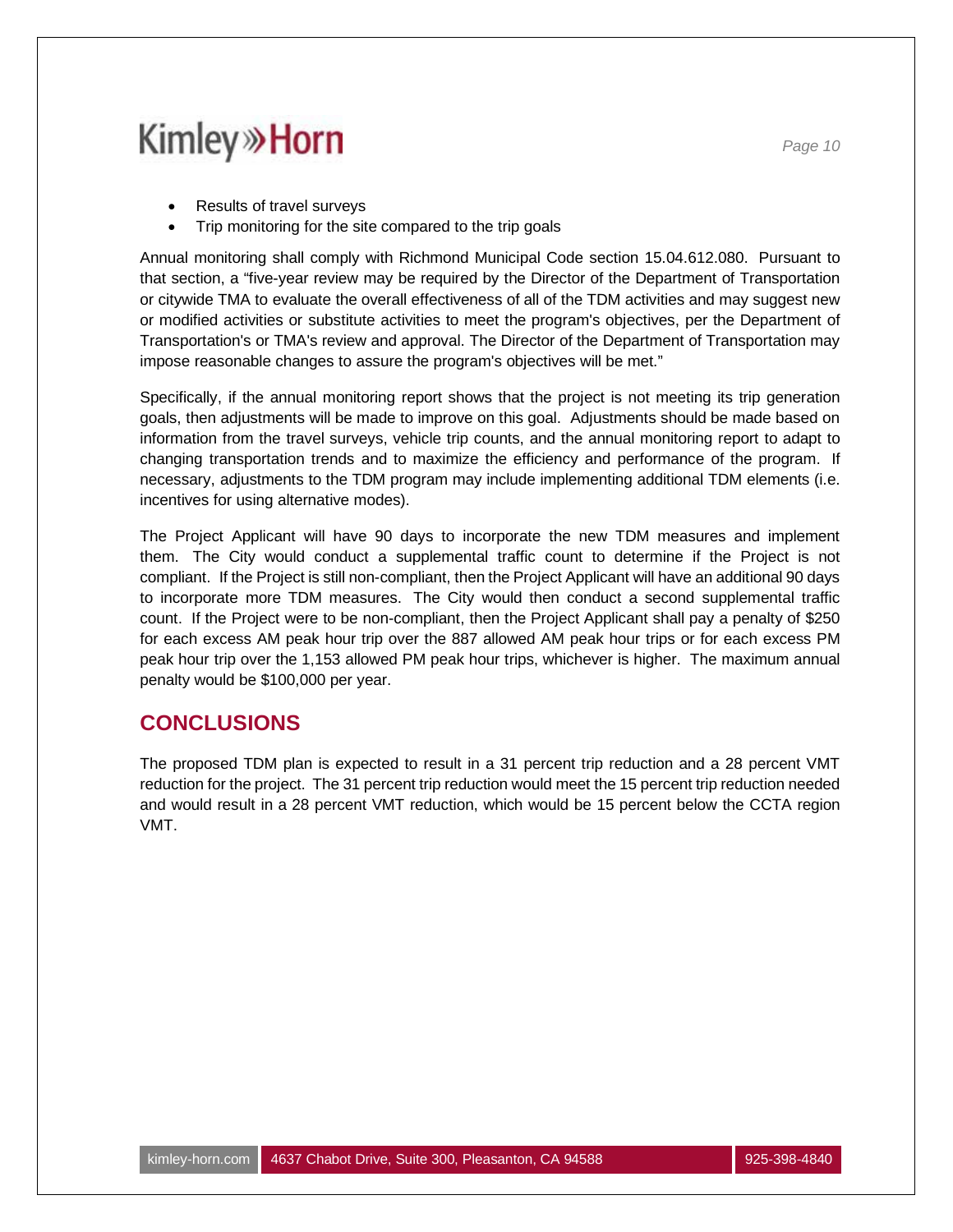- Results of travel surveys
- Trip monitoring for the site compared to the trip goals

Annual monitoring shall comply with Richmond Municipal Code section 15.04.612.080. Pursuant to that section, a "five-year review may be required by the Director of the Department of Transportation or citywide TMA to evaluate the overall effectiveness of all of the TDM activities and may suggest new or modified activities or substitute activities to meet the program's objectives, per the Department of Transportation's or TMA's review and approval. The Director of the Department of Transportation may impose reasonable changes to assure the program's objectives will be met."

Specifically, if the annual monitoring report shows that the project is not meeting its trip generation goals, then adjustments will be made to improve on this goal. Adjustments should be made based on information from the travel surveys, vehicle trip counts, and the annual monitoring report to adapt to changing transportation trends and to maximize the efficiency and performance of the program. If necessary, adjustments to the TDM program may include implementing additional TDM elements (i.e. incentives for using alternative modes).

The Project Applicant will have 90 days to incorporate the new TDM measures and implement them. The City would conduct a supplemental traffic count to determine if the Project is not compliant. If the Project is still non-compliant, then the Project Applicant will have an additional 90 days to incorporate more TDM measures. The City would then conduct a second supplemental traffic count. If the Project were to be non-compliant, then the Project Applicant shall pay a penalty of $250 for each excess AM peak hour trip over the 887 allowed AM peak hour trips or for each excess PM peak hour trip over the 1,153 allowed PM peak hour trips, whichever is higher. The maximum annual penalty would be $100,000 per year.

## CONCLUSIONS

The proposed TDM plan is expected to result in a 31 percent trip reduction and a 28 percent VMT reduction for the project. The 31 percent trip reduction would meet the 15 percent trip reduction needed and would result in a 28 percent VMT reduction, which would be 15 percent below the CCTA region VMT.